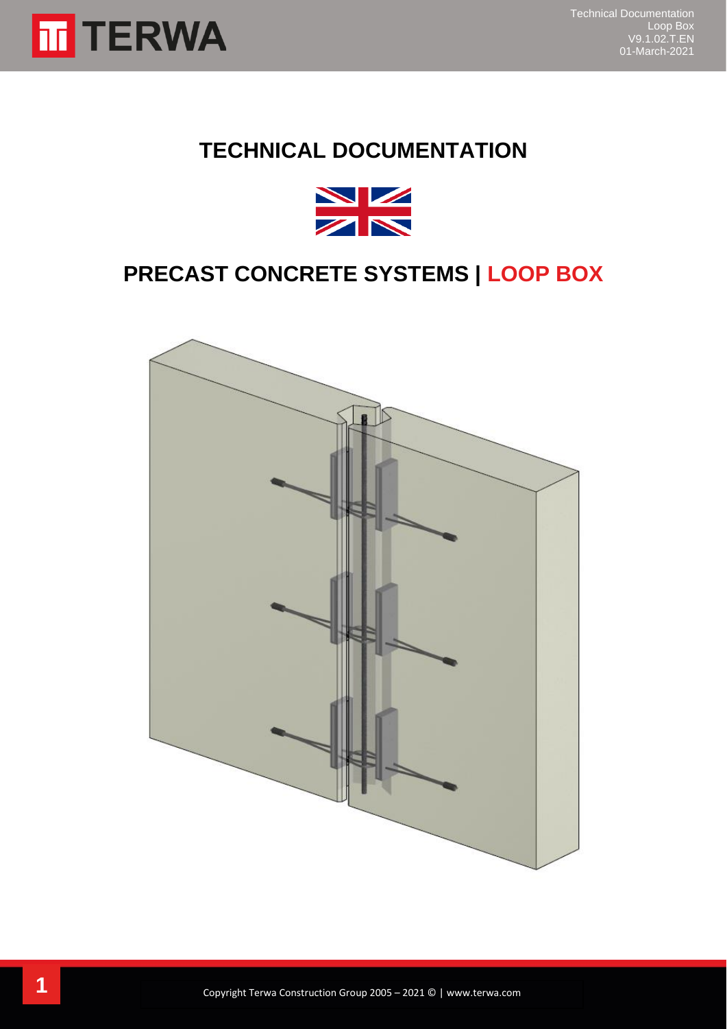# TECHNICAL DOCUMENTATION

## PRECAST CONCRETE SYSTEMS | LOOP BOX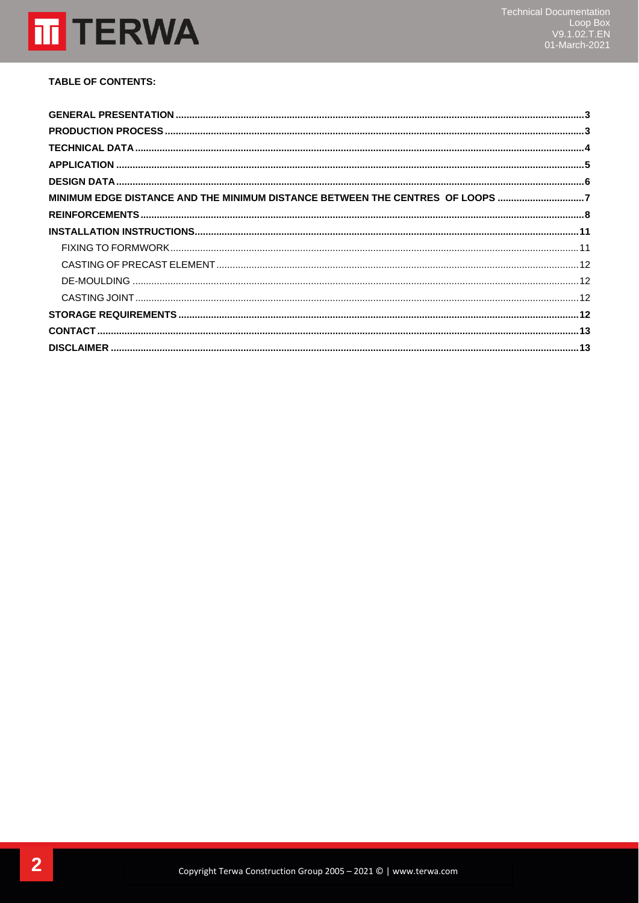**TABLE OF CONTENTS:**

**GENERAL PRESENTATION** ..... 3
**PRODUCTION PROCESS** ..... 3
**TECHNICAL DATA** ..... 4
**APPLICATION** ..... 5
**DESIGN DATA** ..... 6
**MINIMUM EDGE DISTANCE AND THE MINIMUM DISTANCE BETWEEN THE CENTRES OF LOOPS** ..... 7
**REINFORCEMENTS** ..... 8
**INSTALLATION INSTRUCTIONS** ..... 11
- FIXING TO FORMWORK ..... 11
- CASTING OF PRECAST ELEMENT ..... 12
- DE-MOULDING ..... 12
- CASTING JOINT ..... 12

**STORAGE REQUIREMENTS** ..... 12
**CONTACT** ..... 13
**DISCLAIMER** ..... 13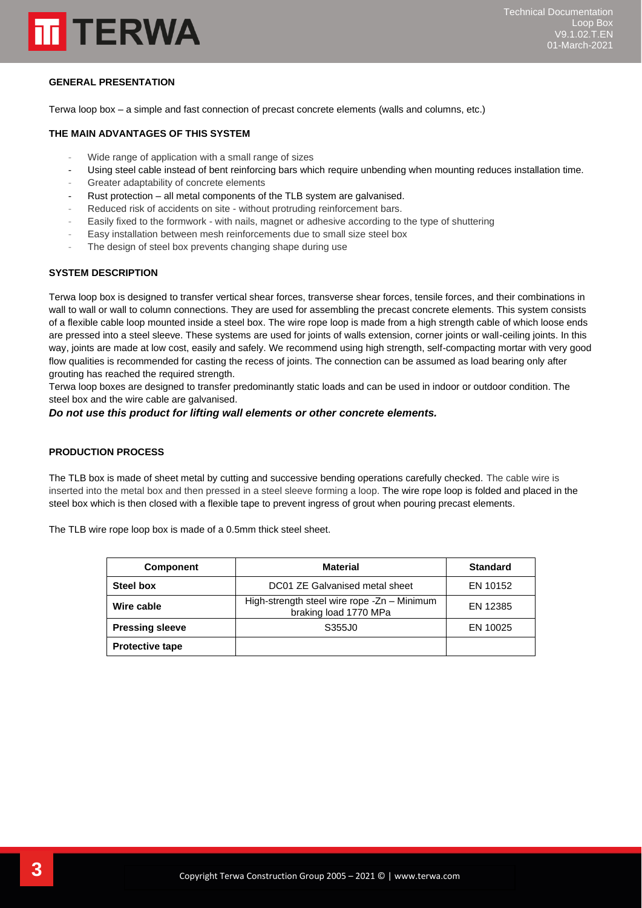## GENERAL PRESENTATION

Terwa loop box – a simple and fast connection of precast concrete elements (walls and columns, etc.)

## THE MAIN ADVANTAGES OF THIS SYSTEM

- Wide range of application with a small range of sizes
- Using steel cable instead of bent reinforcing bars which require unbending when mounting reduces installation time.
- Greater adaptability of concrete elements
- Rust protection – all metal components of the TLB system are galvanised.
- Reduced risk of accidents on site - without protruding reinforcement bars.
- Easily fixed to the formwork - with nails, magnet or adhesive according to the type of shuttering
- Easy installation between mesh reinforcements due to small size steel box
- The design of steel box prevents changing shape during use

## SYSTEM DESCRIPTION

Terwa loop box is designed to transfer vertical shear forces, transverse shear forces, tensile forces, and their combinations in wall to wall or wall to column connections. They are used for assembling the precast concrete elements. This system consists of a flexible cable loop mounted inside a steel box. The wire rope loop is made from a high strength cable of which loose ends are pressed into a steel sleeve. These systems are used for joints of walls extension, corner joints or wall-ceiling joints. In this way, joints are made at low cost, easily and safely. We recommend using high strength, self-compacting mortar with very good flow qualities is recommended for casting the recess of joints. The connection can be assumed as load bearing only after grouting has reached the required strength.

Terwa loop boxes are designed to transfer predominantly static loads and can be used in indoor or outdoor condition. The steel box and the wire cable are galvanised.

***Do not use this product for lifting wall elements or other concrete elements.***

## PRODUCTION PROCESS

The TLB box is made of sheet metal by cutting and successive bending operations carefully checked. The cable wire is inserted into the metal box and then pressed in a steel sleeve forming a loop. The wire rope loop is folded and placed in the steel box which is then closed with a flexible tape to prevent ingress of grout when pouring precast elements.

The TLB wire rope loop box is made of a 0.5mm thick steel sheet.

| Component | Material | Standard |
|---|---|---|
| **Steel box** | DC01 ZE Galvanised metal sheet | EN 10152 |
| **Wire cable** | High-strength steel wire rope -Zn – Minimum braking load 1770 MPa | EN 12385 |
| **Pressing sleeve** | S355J0 | EN 10025 |
| **Protective tape** | | |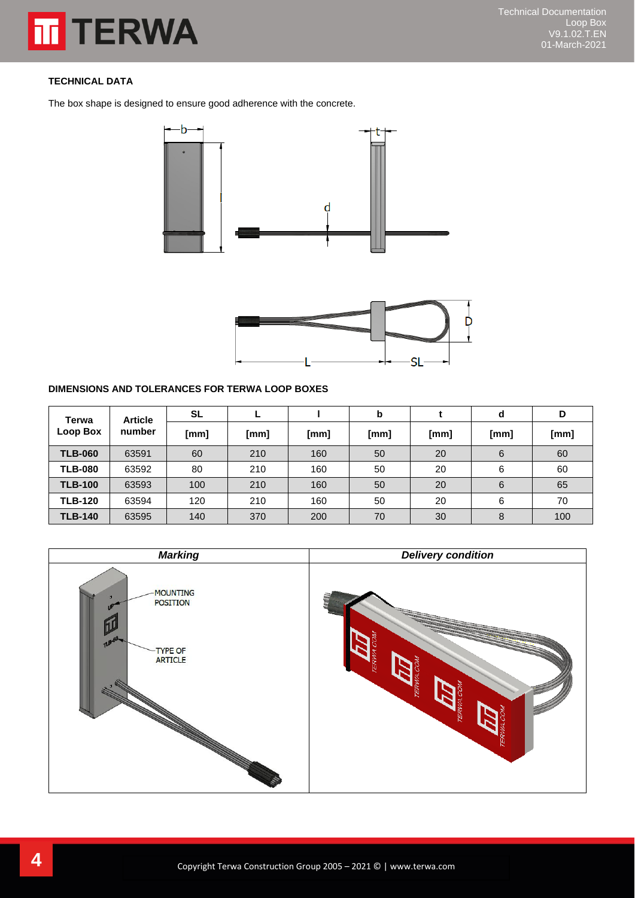**TECHNICAL DATA**

The box shape is designed to ensure good adherence with the concrete.

**DIMENSIONS AND TOLERANCES FOR TERWA LOOP BOXES**

| Terwa Loop Box | Article number | SL | L | l | b | t | d | D |
|---|---|---|---|---|---|---|---|---|
| | | [mm] | [mm] | [mm] | [mm] | [mm] | [mm] | [mm] |
| **TLB-060** | 63591 | 60 | 210 | 160 | 50 | 20 | 6 | 60 |
| **TLB-080** | 63592 | 80 | 210 | 160 | 50 | 20 | 6 | 60 |
| **TLB-100** | 63593 | 100 | 210 | 160 | 50 | 20 | 6 | 65 |
| **TLB-120** | 63594 | 120 | 210 | 160 | 50 | 20 | 6 | 70 |
| **TLB-140** | 63595 | 140 | 370 | 200 | 70 | 30 | 8 | 100 |

| *Marking* | *Delivery condition* |
|---|---|
| MOUNTING POSITION; TYPE OF ARTICLE | |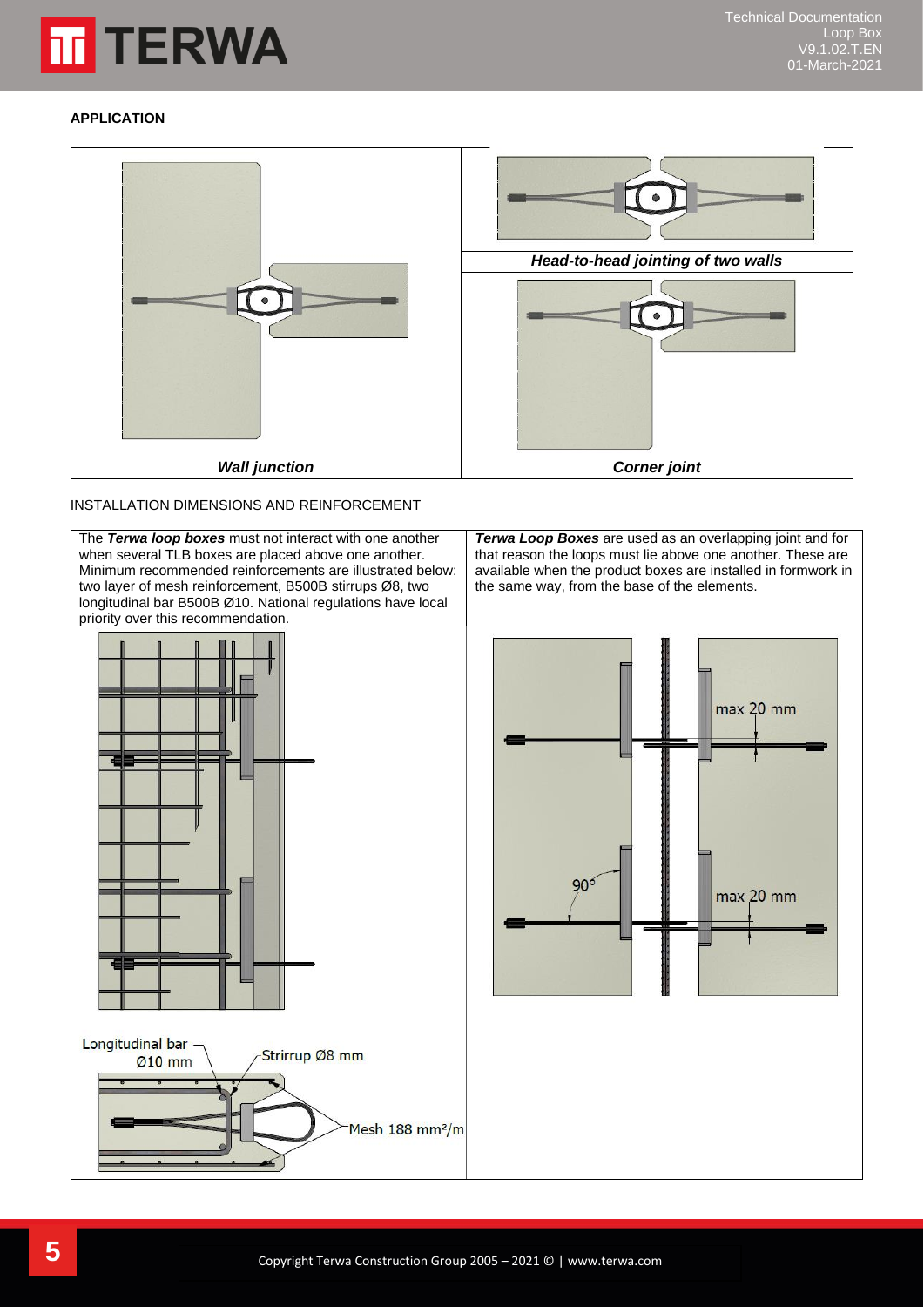## APPLICATION

| Wall junction | Head-to-head jointing of two walls / Corner joint |
| --- | --- |
| *Wall junction* | *Head-to-head jointing of two walls* |
| | *Corner joint* |

INSTALLATION DIMENSIONS AND REINFORCEMENT

The ***Terwa loop boxes*** must not interact with one another when several TLB boxes are placed above one another. Minimum recommended reinforcements are illustrated below: two layer of mesh reinforcement, B500B stirrups Ø8, two longitudinal bar B500B Ø10. National regulations have local priority over this recommendation.

Longitudinal bar Ø10 mm

Strirrup Ø8 mm

Mesh 188 mm²/m

***Terwa Loop Boxes*** are used as an overlapping joint and for that reason the loops must lie above one another. These are available when the product boxes are installed in formwork in the same way, from the base of the elements.

max 20 mm

90°

max 20 mm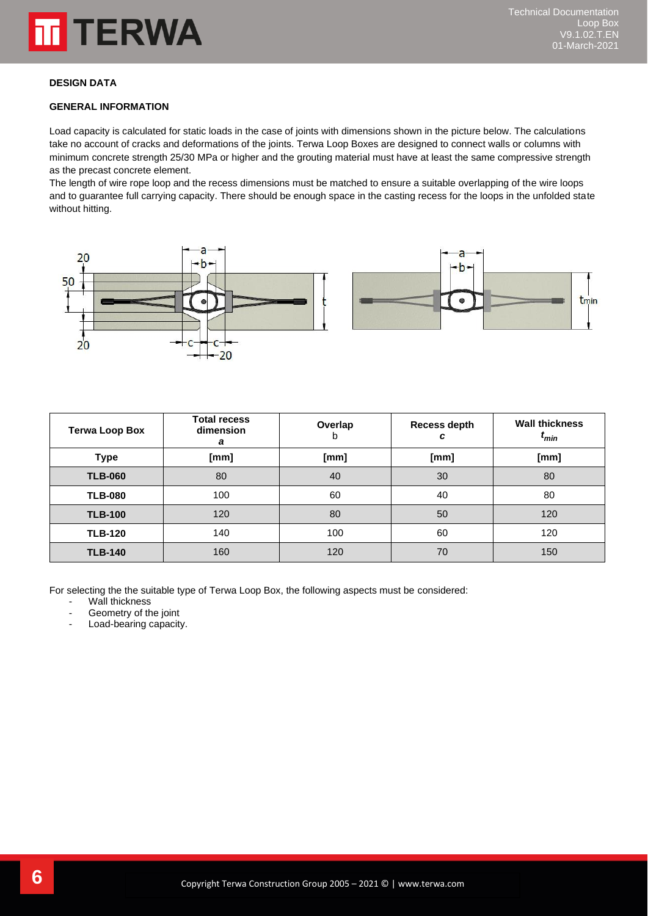## DESIGN DATA

### GENERAL INFORMATION

Load capacity is calculated for static loads in the case of joints with dimensions shown in the picture below. The calculations take no account of cracks and deformations of the joints. Terwa Loop Boxes are designed to connect walls or columns with minimum concrete strength 25/30 MPa or higher and the grouting material must have at least the same compressive strength as the precast concrete element.

The length of wire rope loop and the recess dimensions must be matched to ensure a suitable overlapping of the wire loops and to guarantee full carrying capacity. There should be enough space in the casting recess for the loops in the unfolded state without hitting.

| Terwa Loop Box | Total recess dimension *a* | Overlap b | Recess depth *c* | Wall thickness $t_{min}$ |
|---|---|---|---|---|
| **Type** | **[mm]** | **[mm]** | **[mm]** | **[mm]** |
| **TLB-060** | 80 | 40 | 30 | 80 |
| **TLB-080** | 100 | 60 | 40 | 80 |
| **TLB-100** | 120 | 80 | 50 | 120 |
| **TLB-120** | 140 | 100 | 60 | 120 |
| **TLB-140** | 160 | 120 | 70 | 150 |

For selecting the the suitable type of Terwa Loop Box, the following aspects must be considered:

- Wall thickness
- Geometry of the joint
- Load-bearing capacity.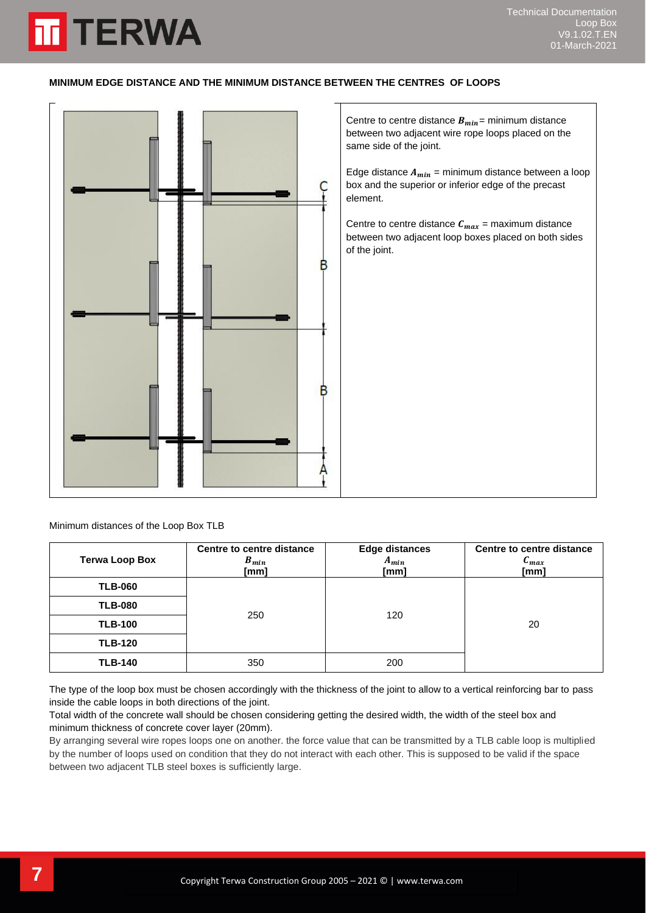**MINIMUM EDGE DISTANCE AND THE MINIMUM DISTANCE BETWEEN THE CENTRES OF LOOPS**

Centre to centre distance $B_{min}$ = minimum distance between two adjacent wire rope loops placed on the same side of the joint.

Edge distance $A_{min}$ = minimum distance between a loop box and the superior or inferior edge of the precast element.

Centre to centre distance $C_{max}$ = maximum distance between two adjacent loop boxes placed on both sides of the joint.

Minimum distances of the Loop Box TLB

| Terwa Loop Box | Centre to centre distance $B_{min}$ [mm] | Edge distances $A_{min}$ [mm] | Centre to centre distance $C_{max}$ [mm] |
|---|---|---|---|
| TLB-060 | 250 | 120 | 20 |
| TLB-080 | | | |
| TLB-100 | | | |
| TLB-120 | | | |
| TLB-140 | 350 | 200 | |

The type of the loop box must be chosen accordingly with the thickness of the joint to allow to a vertical reinforcing bar to pass inside the cable loops in both directions of the joint.

Total width of the concrete wall should be chosen considering getting the desired width, the width of the steel box and minimum thickness of concrete cover layer (20mm).

By arranging several wire ropes loops one on another. the force value that can be transmitted by a TLB cable loop is multiplied by the number of loops used on condition that they do not interact with each other. This is supposed to be valid if the space between two adjacent TLB steel boxes is sufficiently large.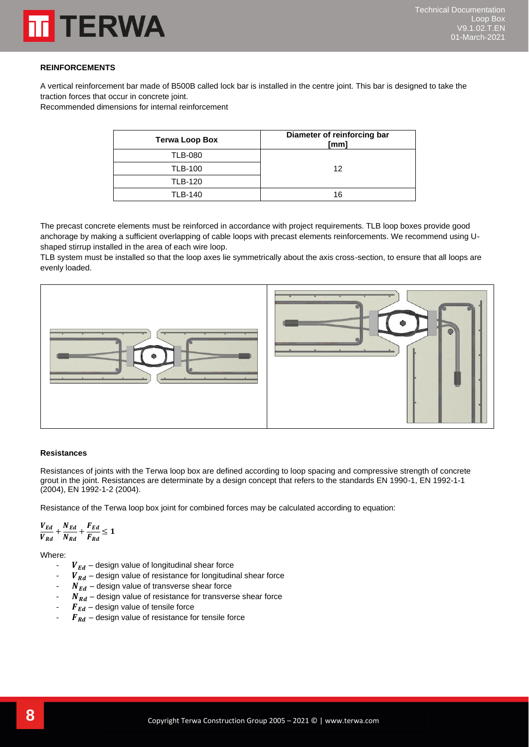### REINFORCEMENTS

A vertical reinforcement bar made of B500B called lock bar is installed in the centre joint. This bar is designed to take the traction forces that occur in concrete joint.
Recommended dimensions for internal reinforcement

| Terwa Loop Box | Diameter of reinforcing bar [mm] |
|---|---|
| TLB-080 | 12 |
| TLB-100 | |
| TLB-120 | |
| TLB-140 | 16 |

The precast concrete elements must be reinforced in accordance with project requirements. TLB loop boxes provide good anchorage by making a sufficient overlapping of cable loops with precast elements reinforcements. We recommend using U-shaped stirrup installed in the area of each wire loop.
TLB system must be installed so that the loop axes lie symmetrically about the axis cross-section, to ensure that all loops are evenly loaded.

### Resistances

Resistances of joints with the Terwa loop box are defined according to loop spacing and compressive strength of concrete grout in the joint. Resistances are determinate by a design concept that refers to the standards EN 1990-1, EN 1992-1-1 (2004), EN 1992-1-2 (2004).

Resistance of the Terwa loop box joint for combined forces may be calculated according to equation:

$$\frac{V_{Ed}}{V_{Rd}} + \frac{N_{Ed}}{N_{Rd}} + \frac{F_{Ed}}{F_{Rd}} \leq 1$$

Where:

- $V_{Ed}$ – design value of longitudinal shear force
- $V_{Rd}$ – design value of resistance for longitudinal shear force
- $N_{Ed}$ – design value of transverse shear force
- $N_{Rd}$ – design value of resistance for transverse shear force
- $F_{Ed}$ – design value of tensile force
- $F_{Rd}$ – design value of resistance for tensile force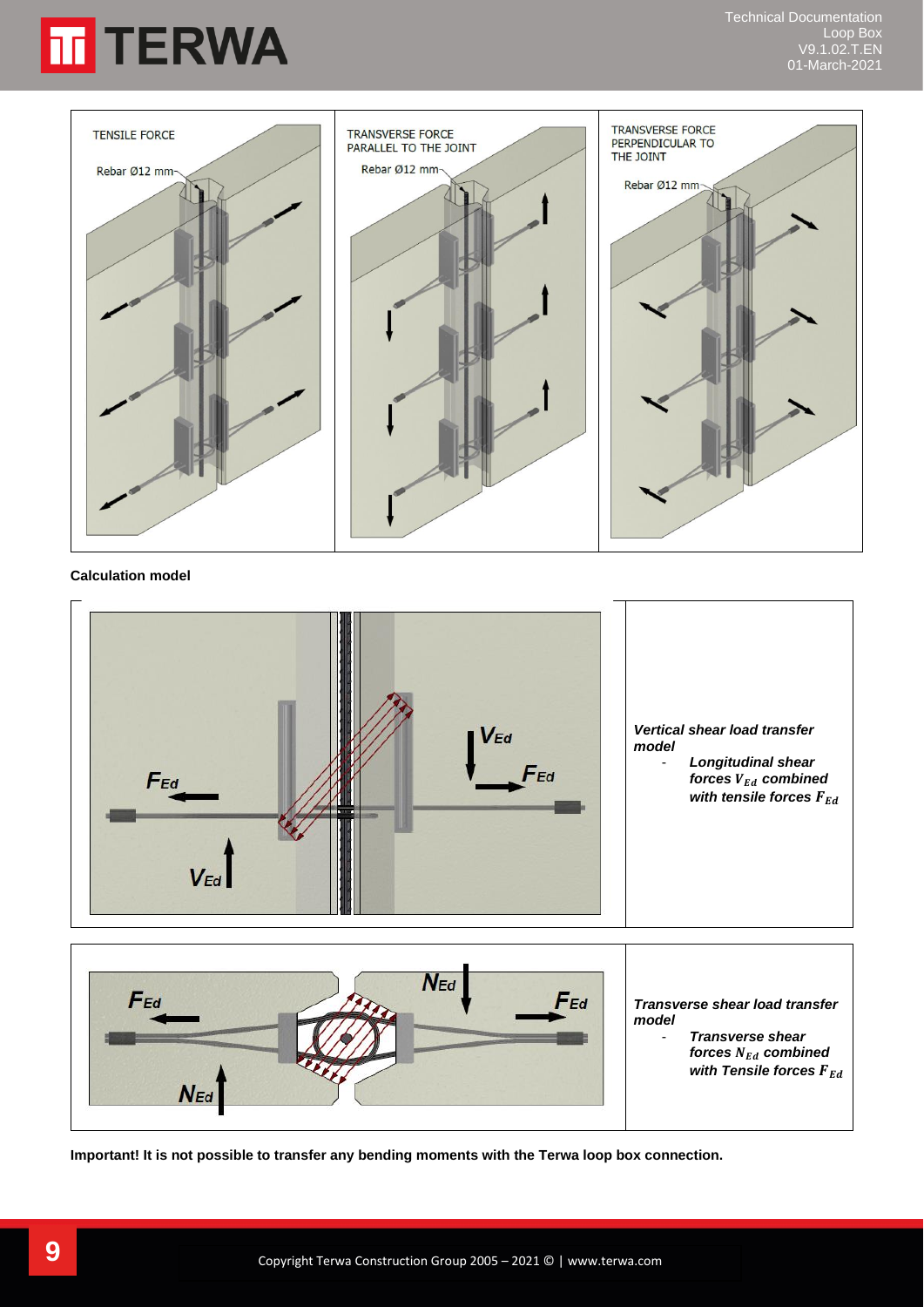TENSILE FORCE

Rebar Ø12 mm

TRANSVERSE FORCE PARALLEL TO THE JOINT

Rebar Ø12 mm

TRANSVERSE FORCE PERPENDICULAR TO THE JOINT

Rebar Ø12 mm

**Calculation model**

| | |
|---|---|
| $F_{Ed}$ $V_{Ed}$ $V_{Ed}$ $F_{Ed}$ | ***Vertical shear load transfer model***<br>- ***Longitudinal shear forces $V_{Ed}$ combined with tensile forces $F_{Ed}$*** |
| $F_{Ed}$ $N_{Ed}$ $N_{Ed}$ $F_{Ed}$ | ***Transverse shear load transfer model***<br>- ***Transverse shear forces $N_{Ed}$ combined with Tensile forces $F_{Ed}$*** |

**Important! It is not possible to transfer any bending moments with the Terwa loop box connection.**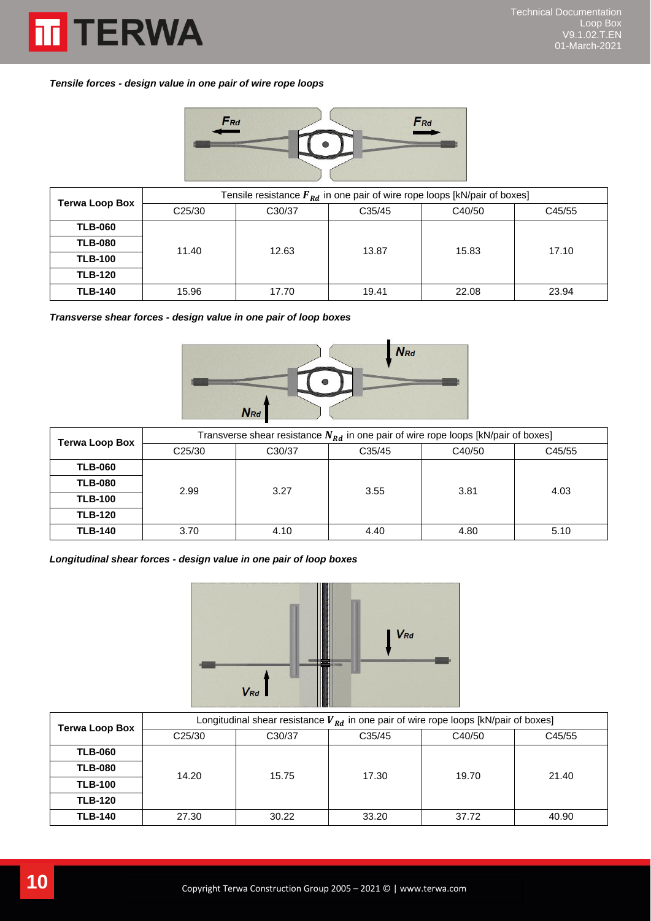***Tensile forces - design value in one pair of wire rope loops***

| Terwa Loop Box | Tensile resistance $F_{Rd}$ in one pair of wire rope loops [kN/pair of boxes] | | | | |
|---|---|---|---|---|---|
| | C25/30 | C30/37 | C35/45 | C40/50 | C45/55 |
| **TLB-060** | 11.40 | 12.63 | 13.87 | 15.83 | 17.10 |
| **TLB-080** | | | | | |
| **TLB-100** | | | | | |
| **TLB-120** | | | | | |
| **TLB-140** | 15.96 | 17.70 | 19.41 | 22.08 | 23.94 |

***Transverse shear forces - design value in one pair of loop boxes***

| Terwa Loop Box | Transverse shear resistance $N_{Rd}$ in one pair of wire rope loops [kN/pair of boxes] | | | | |
|---|---|---|---|---|---|
| | C25/30 | C30/37 | C35/45 | C40/50 | C45/55 |
| **TLB-060** | 2.99 | 3.27 | 3.55 | 3.81 | 4.03 |
| **TLB-080** | | | | | |
| **TLB-100** | | | | | |
| **TLB-120** | | | | | |
| **TLB-140** | 3.70 | 4.10 | 4.40 | 4.80 | 5.10 |

***Longitudinal shear forces - design value in one pair of loop boxes***

| Terwa Loop Box | Longitudinal shear resistance $V_{Rd}$ in one pair of wire rope loops [kN/pair of boxes] | | | | |
|---|---|---|---|---|---|
| | C25/30 | C30/37 | C35/45 | C40/50 | C45/55 |
| **TLB-060** | 14.20 | 15.75 | 17.30 | 19.70 | 21.40 |
| **TLB-080** | | | | | |
| **TLB-100** | | | | | |
| **TLB-120** | | | | | |
| **TLB-140** | 27.30 | 30.22 | 33.20 | 37.72 | 40.90 |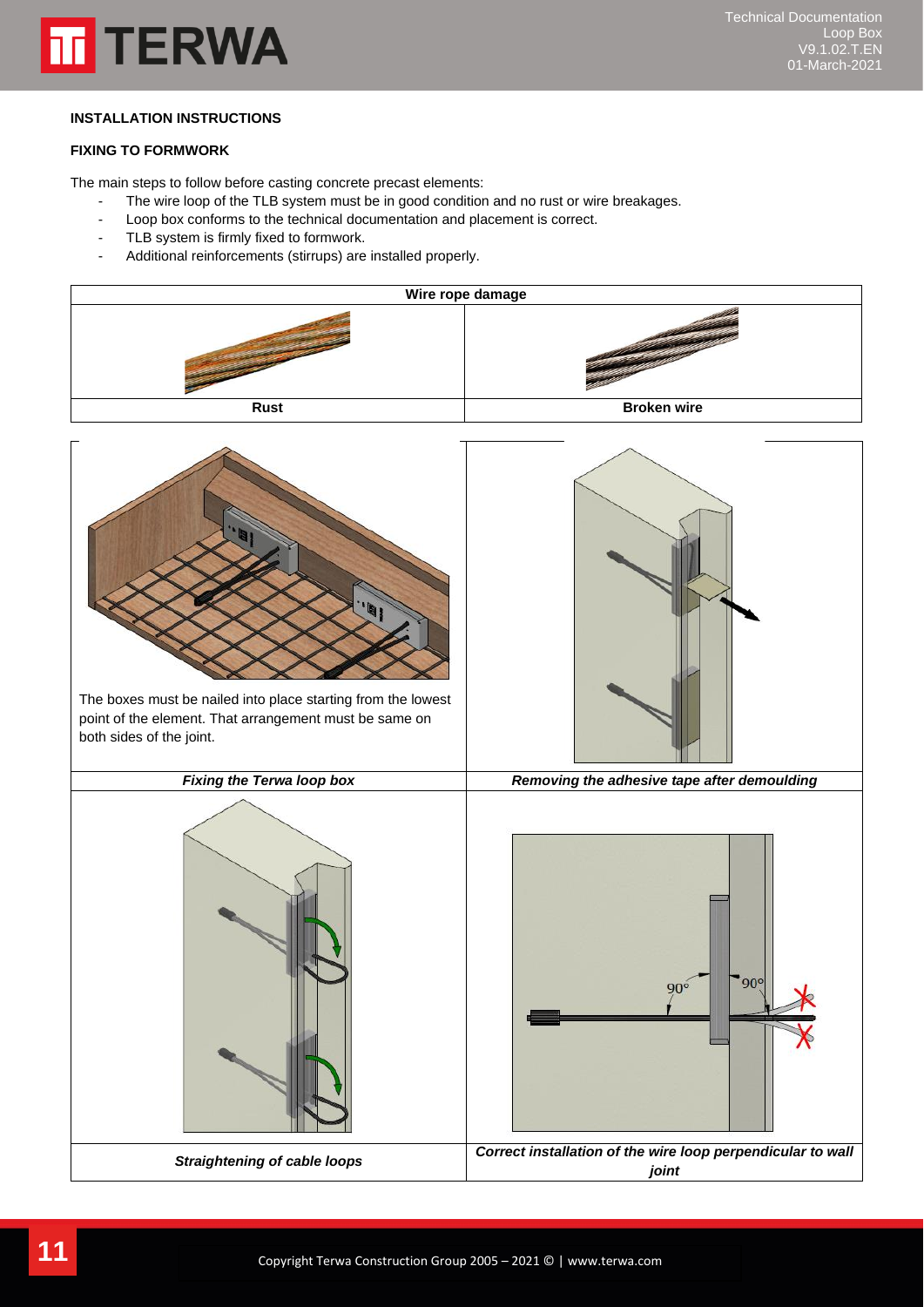## INSTALLATION INSTRUCTIONS

### FIXING TO FORMWORK

The main steps to follow before casting concrete precast elements:

- The wire loop of the TLB system must be in good condition and no rust or wire breakages.
- Loop box conforms to the technical documentation and placement is correct.
- TLB system is firmly fixed to formwork.
- Additional reinforcements (stirrups) are installed properly.

| Wire rope damage | |
|---|---|
| Rust | Broken wire |

The boxes must be nailed into place starting from the lowest point of the element. That arrangement must be same on both sides of the joint.

| *Fixing the Terwa loop box* | *Removing the adhesive tape after demoulding* |
|---|---|
| *Straightening of cable loops* | *Correct installation of the wire loop perpendicular to wall joint* |

90° 90°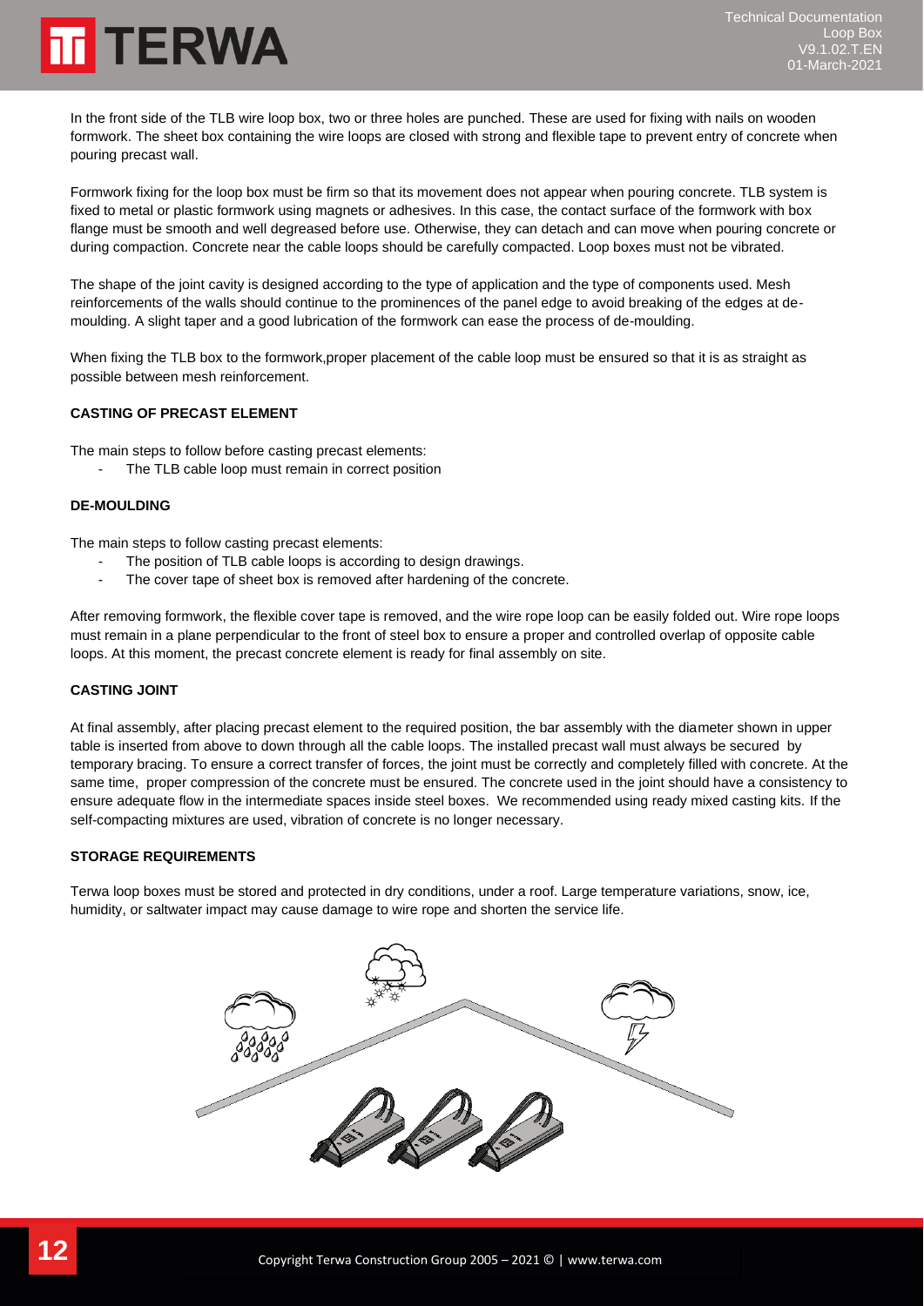In the front side of the TLB wire loop box, two or three holes are punched. These are used for fixing with nails on wooden formwork. The sheet box containing the wire loops are closed with strong and flexible tape to prevent entry of concrete when pouring precast wall.

Formwork fixing for the loop box must be firm so that its movement does not appear when pouring concrete. TLB system is fixed to metal or plastic formwork using magnets or adhesives. In this case, the contact surface of the formwork with box flange must be smooth and well degreased before use. Otherwise, they can detach and can move when pouring concrete or during compaction. Concrete near the cable loops should be carefully compacted. Loop boxes must not be vibrated.

The shape of the joint cavity is designed according to the type of application and the type of components used. Mesh reinforcements of the walls should continue to the prominences of the panel edge to avoid breaking of the edges at de-moulding. A slight taper and a good lubrication of the formwork can ease the process of de-moulding.

When fixing the TLB box to the formwork,proper placement of the cable loop must be ensured so that it is as straight as possible between mesh reinforcement.

**CASTING OF PRECAST ELEMENT**

The main steps to follow before casting precast elements:

- The TLB cable loop must remain in correct position

**DE-MOULDING**

The main steps to follow casting precast elements:

- The position of TLB cable loops is according to design drawings.
- The cover tape of sheet box is removed after hardening of the concrete.

After removing formwork, the flexible cover tape is removed, and the wire rope loop can be easily folded out. Wire rope loops must remain in a plane perpendicular to the front of steel box to ensure a proper and controlled overlap of opposite cable loops. At this moment, the precast concrete element is ready for final assembly on site.

**CASTING JOINT**

At final assembly, after placing precast element to the required position, the bar assembly with the diameter shown in upper table is inserted from above to down through all the cable loops. The installed precast wall must always be secured by temporary bracing. To ensure a correct transfer of forces, the joint must be correctly and completely filled with concrete. At the same time, proper compression of the concrete must be ensured. The concrete used in the joint should have a consistency to ensure adequate flow in the intermediate spaces inside steel boxes. We recommended using ready mixed casting kits. If the self-compacting mixtures are used, vibration of concrete is no longer necessary.

**STORAGE REQUIREMENTS**

Terwa loop boxes must be stored and protected in dry conditions, under a roof. Large temperature variations, snow, ice, humidity, or saltwater impact may cause damage to wire rope and shorten the service life.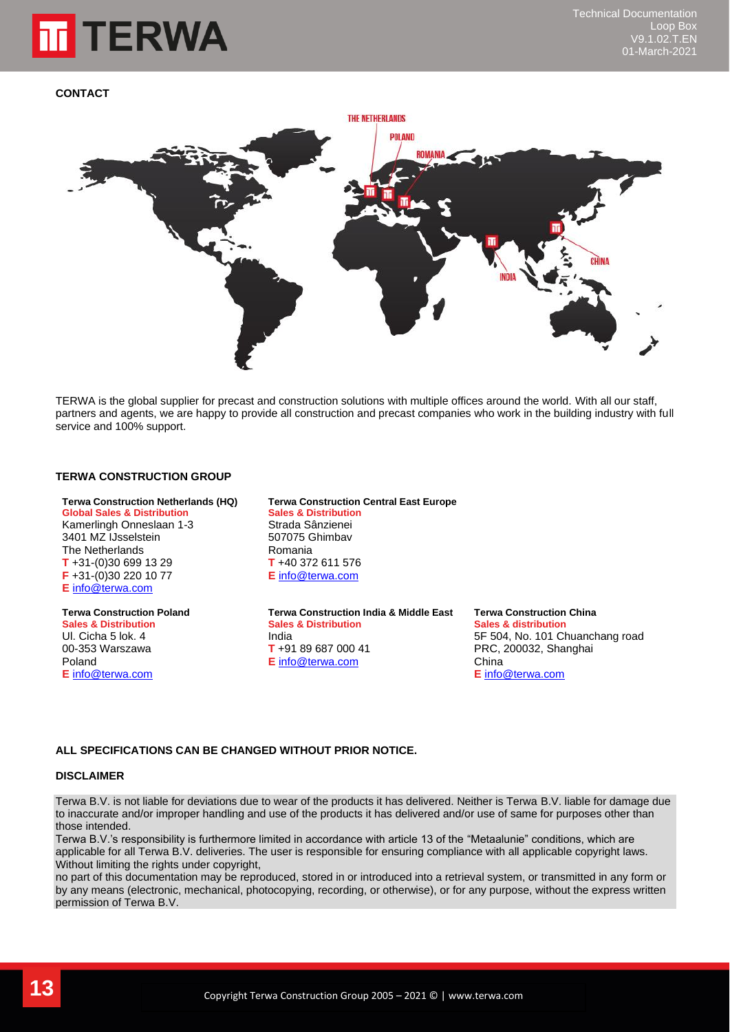## CONTACT

THE NETHERLANDS
POLAND
ROMANIA
CHINA
INDIA

TERWA is the global supplier for precast and construction solutions with multiple offices around the world. With all our staff, partners and agents, we are happy to provide all construction and precast companies who work in the building industry with full service and 100% support.

### TERWA CONSTRUCTION GROUP

**Terwa Construction Netherlands (HQ)**
**Global Sales & Distribution**
Kamerlingh Onneslaan 1-3
3401 MZ IJsselstein
The Netherlands
**T** +31-(0)30 699 13 29
**F** +31-(0)30 220 10 77
**E** info@terwa.com

**Terwa Construction Central East Europe**
**Sales & Distribution**
Strada Sânzienei
507075 Ghimbav
Romania
**T** +40 372 611 576
**E** info@terwa.com

**Terwa Construction Poland**
**Sales & Distribution**
Ul. Cicha 5 lok. 4
00-353 Warszawa
Poland
**E** info@terwa.com

**Terwa Construction India & Middle East**
**Sales & Distribution**
India
**T** +91 89 687 000 41
**E** info@terwa.com

**Terwa Construction China**
**Sales & distribution**
5F 504, No. 101 Chuanchang road
PRC, 200032, Shanghai
China
**E** info@terwa.com

**ALL SPECIFICATIONS CAN BE CHANGED WITHOUT PRIOR NOTICE.**

### DISCLAIMER

Terwa B.V. is not liable for deviations due to wear of the products it has delivered. Neither is Terwa B.V. liable for damage due to inaccurate and/or improper handling and use of the products it has delivered and/or use of same for purposes other than those intended.
Terwa B.V.'s responsibility is furthermore limited in accordance with article 13 of the "Metaalunie" conditions, which are applicable for all Terwa B.V. deliveries. The user is responsible for ensuring compliance with all applicable copyright laws. Without limiting the rights under copyright,
no part of this documentation may be reproduced, stored in or introduced into a retrieval system, or transmitted in any form or by any means (electronic, mechanical, photocopying, recording, or otherwise), or for any purpose, without the express written permission of Terwa B.V.